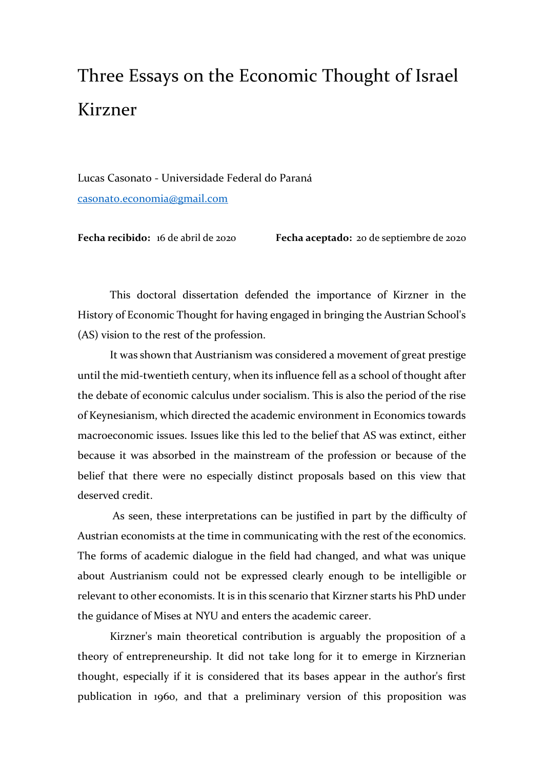# Three Essays on the Economic Thought of Israel Kirzner

Lucas Casonato - Universidade Federal do Paraná

casonato.economia@gmail.com

**Fecha recibido:** 16 de abril de 2020 **Fecha aceptado:** 20 de septiembre de 2020

This doctoral dissertation defended the importance of Kirzner in the History of Economic Thought for having engaged in bringing the Austrian School's (AS) vision to the rest of the profession.

It was shown that Austrianism was considered a movement of great prestige until the mid-twentieth century, when its influence fell as a school of thought after the debate of economic calculus under socialism. This is also the period of the rise of Keynesianism, which directed the academic environment in Economics towards macroeconomic issues. Issues like this led to the belief that AS was extinct, either because it was absorbed in the mainstream of the profession or because of the belief that there were no especially distinct proposals based on this view that deserved credit.

As seen, these interpretations can be justified in part by the difficulty of Austrian economists at the time in communicating with the rest of the economics. The forms of academic dialogue in the field had changed, and what was unique about Austrianism could not be expressed clearly enough to be intelligible or relevant to other economists. It is in this scenario that Kirzner starts his PhD under the guidance of Mises at NYU and enters the academic career.

Kirzner's main theoretical contribution is arguably the proposition of a theory of entrepreneurship. It did not take long for it to emerge in Kirznerian thought, especially if it is considered that its bases appear in the author's first publication in 1960, and that a preliminary version of this proposition was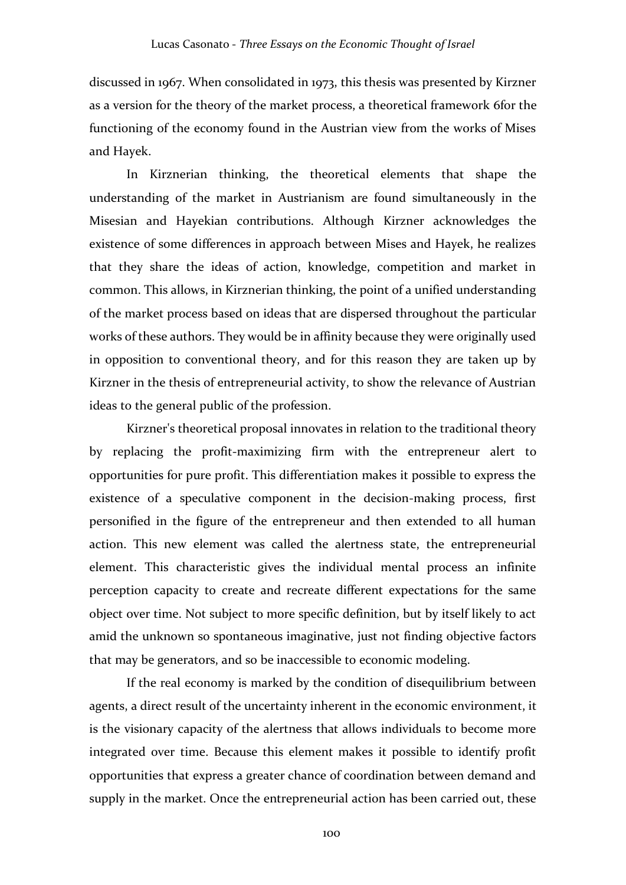discussed in 1967. When consolidated in 1973, this thesis was presented by Kirzner as a version for the theory of the market process, a theoretical framework 6for the functioning of the economy found in the Austrian view from the works of Mises and Hayek.

In Kirznerian thinking, the theoretical elements that shape the understanding of the market in Austrianism are found simultaneously in the Misesian and Hayekian contributions. Although Kirzner acknowledges the existence of some differences in approach between Mises and Hayek, he realizes that they share the ideas of action, knowledge, competition and market in common. This allows, in Kirznerian thinking, the point of a unified understanding of the market process based on ideas that are dispersed throughout the particular works of these authors. They would be in affinity because they were originally used in opposition to conventional theory, and for this reason they are taken up by Kirzner in the thesis of entrepreneurial activity, to show the relevance of Austrian ideas to the general public of the profession.

Kirzner's theoretical proposal innovates in relation to the traditional theory by replacing the profit-maximizing firm with the entrepreneur alert to opportunities for pure profit. This differentiation makes it possible to express the existence of a speculative component in the decision-making process, first personified in the figure of the entrepreneur and then extended to all human action. This new element was called the alertness state, the entrepreneurial element. This characteristic gives the individual mental process an infinite perception capacity to create and recreate different expectations for the same object over time. Not subject to more specific definition, but by itself likely to act amid the unknown so spontaneous imaginative, just not finding objective factors that may be generators, and so be inaccessible to economic modeling.

If the real economy is marked by the condition of disequilibrium between agents, a direct result of the uncertainty inherent in the economic environment, it is the visionary capacity of the alertness that allows individuals to become more integrated over time. Because this element makes it possible to identify profit opportunities that express a greater chance of coordination between demand and supply in the market. Once the entrepreneurial action has been carried out, these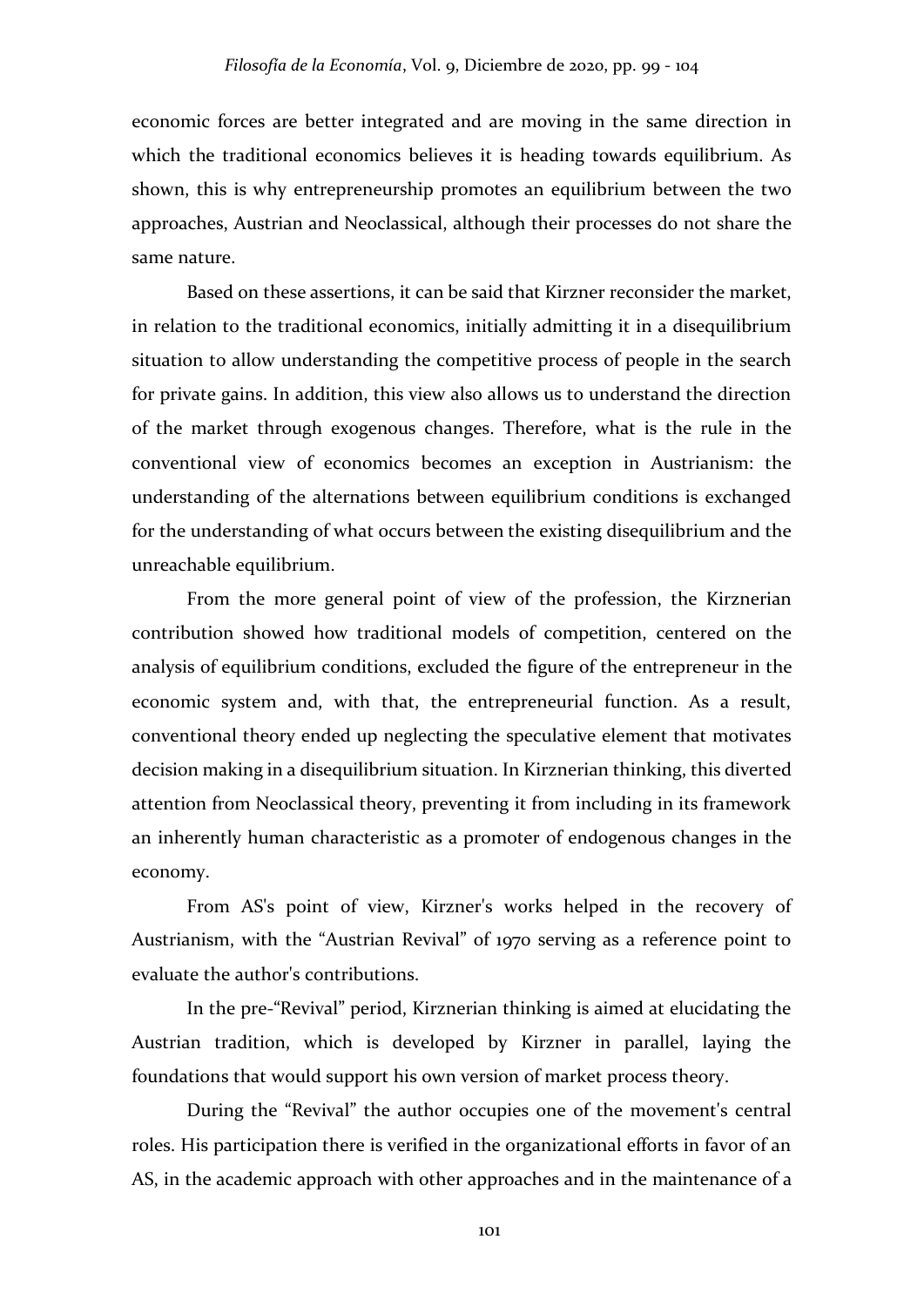economic forces are better integrated and are moving in the same direction in which the traditional economics believes it is heading towards equilibrium. As shown, this is why entrepreneurship promotes an equilibrium between the two approaches, Austrian and Neoclassical, although their processes do not share the same nature.

Based on these assertions, it can be said that Kirzner reconsider the market, in relation to the traditional economics, initially admitting it in a disequilibrium situation to allow understanding the competitive process of people in the search for private gains. In addition, this view also allows us to understand the direction of the market through exogenous changes. Therefore, what is the rule in the conventional view of economics becomes an exception in Austrianism: the understanding of the alternations between equilibrium conditions is exchanged for the understanding of what occurs between the existing disequilibrium and the unreachable equilibrium.

From the more general point of view of the profession, the Kirznerian contribution showed how traditional models of competition, centered on the analysis of equilibrium conditions, excluded the figure of the entrepreneur in the economic system and, with that, the entrepreneurial function. As a result, conventional theory ended up neglecting the speculative element that motivates decision making in a disequilibrium situation. In Kirznerian thinking, this diverted attention from Neoclassical theory, preventing it from including in its framework an inherently human characteristic as a promoter of endogenous changes in the economy.

From AS's point of view, Kirzner's works helped in the recovery of Austrianism, with the "Austrian Revival" of 1970 serving as a reference point to evaluate the author's contributions.

In the pre-"Revival" period, Kirznerian thinking is aimed at elucidating the Austrian tradition, which is developed by Kirzner in parallel, laying the foundations that would support his own version of market process theory.

During the "Revival" the author occupies one of the movement's central roles. His participation there is verified in the organizational efforts in favor of an AS, in the academic approach with other approaches and in the maintenance of a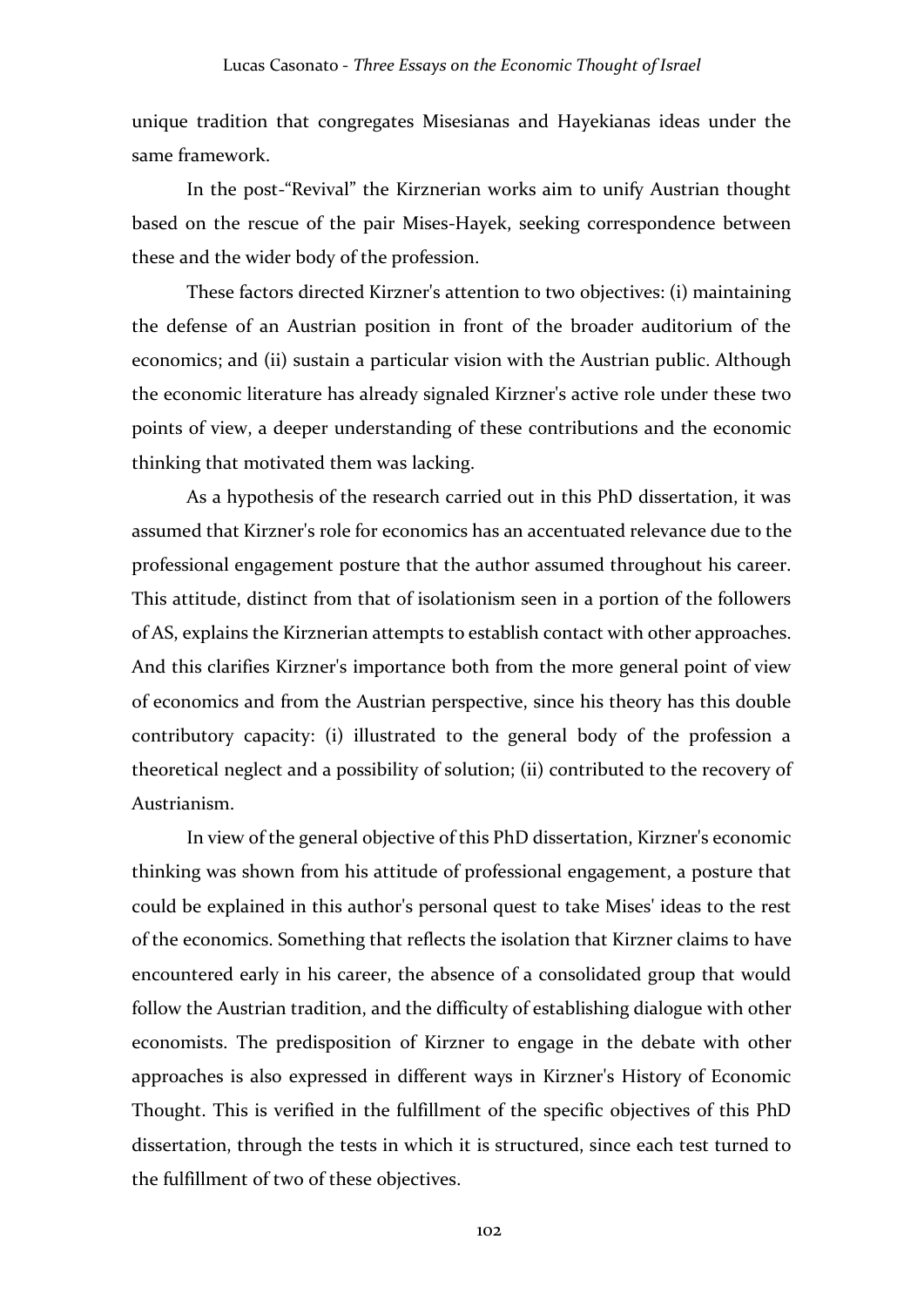unique tradition that congregates Misesianas and Hayekianas ideas under the same framework.

In the post-"Revival" the Kirznerian works aim to unify Austrian thought based on the rescue of the pair Mises-Hayek, seeking correspondence between these and the wider body of the profession.

These factors directed Kirzner's attention to two objectives: (i) maintaining the defense of an Austrian position in front of the broader auditorium of the economics; and (ii) sustain a particular vision with the Austrian public. Although the economic literature has already signaled Kirzner's active role under these two points of view, a deeper understanding of these contributions and the economic thinking that motivated them was lacking.

As a hypothesis of the research carried out in this PhD dissertation, it was assumed that Kirzner's role for economics has an accentuated relevance due to the professional engagement posture that the author assumed throughout his career. This attitude, distinct from that of isolationism seen in a portion of the followers of AS, explains the Kirznerian attempts to establish contact with other approaches. And this clarifies Kirzner's importance both from the more general point of view of economics and from the Austrian perspective, since his theory has this double contributory capacity: (i) illustrated to the general body of the profession a theoretical neglect and a possibility of solution; (ii) contributed to the recovery of Austrianism.

In view of the general objective of this PhD dissertation, Kirzner's economic thinking was shown from his attitude of professional engagement, a posture that could be explained in this author's personal quest to take Mises' ideas to the rest of the economics. Something that reflects the isolation that Kirzner claims to have encountered early in his career, the absence of a consolidated group that would follow the Austrian tradition, and the difficulty of establishing dialogue with other economists. The predisposition of Kirzner to engage in the debate with other approaches is also expressed in different ways in Kirzner's History of Economic Thought. This is verified in the fulfillment of the specific objectives of this PhD dissertation, through the tests in which it is structured, since each test turned to the fulfillment of two of these objectives.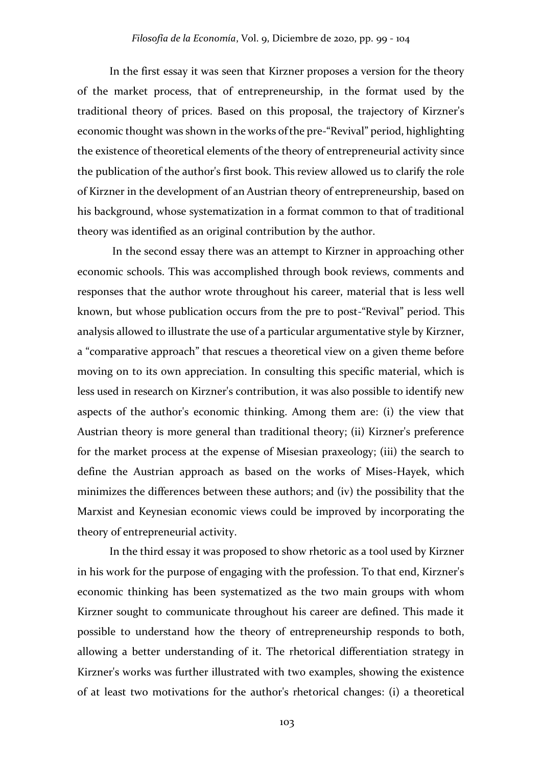In the first essay it was seen that Kirzner proposes a version for the theory of the market process, that of entrepreneurship, in the format used by the traditional theory of prices. Based on this proposal, the trajectory of Kirzner's economic thought was shown in the works of the pre-"Revival" period, highlighting the existence of theoretical elements of the theory of entrepreneurial activity since the publication of the author's first book. This review allowed us to clarify the role of Kirzner in the development of an Austrian theory of entrepreneurship, based on his background, whose systematization in a format common to that of traditional theory was identified as an original contribution by the author.

In the second essay there was an attempt to Kirzner in approaching other economic schools. This was accomplished through book reviews, comments and responses that the author wrote throughout his career, material that is less well known, but whose publication occurs from the pre to post-"Revival" period. This analysis allowed to illustrate the use of a particular argumentative style by Kirzner, a "comparative approach" that rescues a theoretical view on a given theme before moving on to its own appreciation. In consulting this specific material, which is less used in research on Kirzner's contribution, it was also possible to identify new aspects of the author's economic thinking. Among them are: (i) the view that Austrian theory is more general than traditional theory; (ii) Kirzner's preference for the market process at the expense of Misesian praxeology; (iii) the search to define the Austrian approach as based on the works of Mises-Hayek, which minimizes the differences between these authors; and (iv) the possibility that the Marxist and Keynesian economic views could be improved by incorporating the theory of entrepreneurial activity.

In the third essay it was proposed to show rhetoric as a tool used by Kirzner in his work for the purpose of engaging with the profession. To that end, Kirzner's economic thinking has been systematized as the two main groups with whom Kirzner sought to communicate throughout his career are defined. This made it possible to understand how the theory of entrepreneurship responds to both, allowing a better understanding of it. The rhetorical differentiation strategy in Kirzner's works was further illustrated with two examples, showing the existence of at least two motivations for the author's rhetorical changes: (i) a theoretical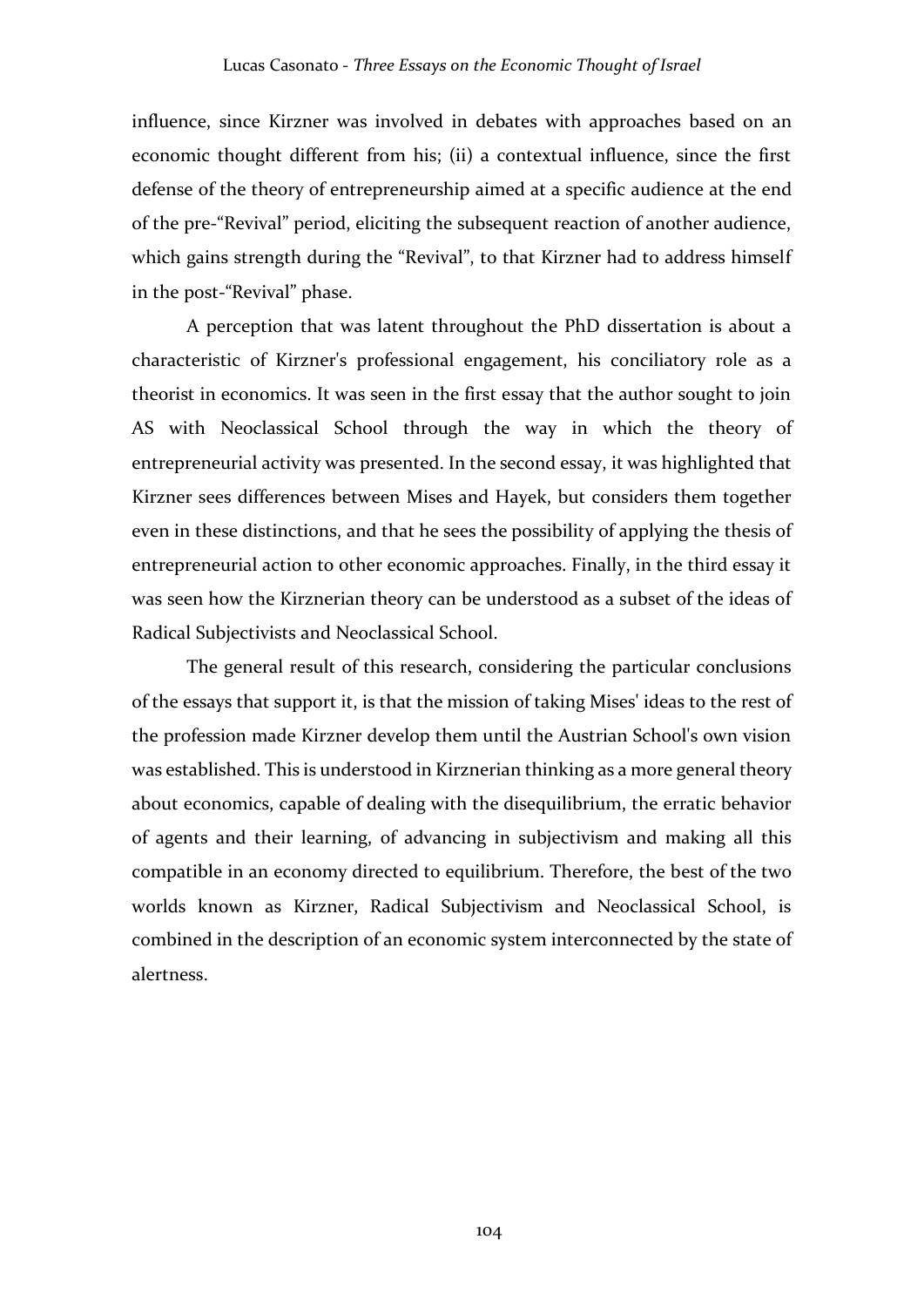influence, since Kirzner was involved in debates with approaches based on an economic thought different from his; (ii) a contextual influence, since the first defense of the theory of entrepreneurship aimed at a specific audience at the end of the pre-"Revival" period, eliciting the subsequent reaction of another audience, which gains strength during the "Revival", to that Kirzner had to address himself in the post-"Revival" phase.

A perception that was latent throughout the PhD dissertation is about a characteristic of Kirzner's professional engagement, his conciliatory role as a theorist in economics. It was seen in the first essay that the author sought to join AS with Neoclassical School through the way in which the theory of entrepreneurial activity was presented. In the second essay, it was highlighted that Kirzner sees differences between Mises and Hayek, but considers them together even in these distinctions, and that he sees the possibility of applying the thesis of entrepreneurial action to other economic approaches. Finally, in the third essay it was seen how the Kirznerian theory can be understood as a subset of the ideas of Radical Subjectivists and Neoclassical School.

The general result of this research, considering the particular conclusions of the essays that support it, is that the mission of taking Mises' ideas to the rest of the profession made Kirzner develop them until the Austrian School's own vision was established. This is understood in Kirznerian thinking as a more general theory about economics, capable of dealing with the disequilibrium, the erratic behavior of agents and their learning, of advancing in subjectivism and making all this compatible in an economy directed to equilibrium. Therefore, the best of the two worlds known as Kirzner, Radical Subjectivism and Neoclassical School, is combined in the description of an economic system interconnected by the state of alertness.